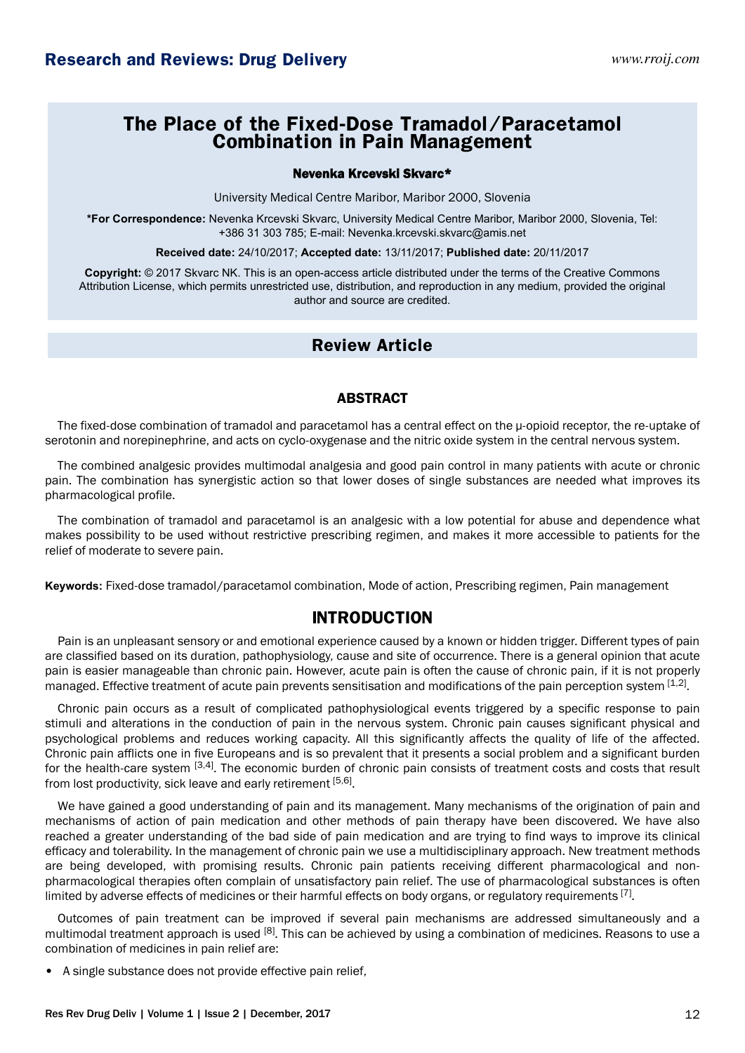# The Place of the Fixed-Dose Tramadol/Paracetamol Combination in Pain Management

**Nevenka Krcevski Skvarc***

University Medical Centre Maribor, Maribor 2000, Slovenia

***For Correspondence:** Nevenka Krcevski Skvarc, University Medical Centre Maribor, Maribor 2000, Slovenia, Tel: +386 31 303 785; E-mail: Nevenka.krcevski.skvarc@amis.net

**Received date:** 24/10/2017; **Accepted date:** 13/11/2017; **Published date:** 20/11/2017

**Copyright:** © 2017 Skvarc NK. This is an open-access article distributed under the terms of the Creative Commons Attribution License, which permits unrestricted use, distribution, and reproduction in any medium, provided the original author and source are credited.

## Review Article

### ABSTRACT

The fixed-dose combination of tramadol and paracetamol has a central effect on the μ-opioid receptor, the re-uptake of serotonin and norepinephrine, and acts on cyclo-oxygenase and the nitric oxide system in the central nervous system.

The combined analgesic provides multimodal analgesia and good pain control in many patients with acute or chronic pain. The combination has synergistic action so that lower doses of single substances are needed what improves its pharmacological profile.

The combination of tramadol and paracetamol is an analgesic with a low potential for abuse and dependence what makes possibility to be used without restrictive prescribing regimen, and makes it more accessible to patients for the relief of moderate to severe pain.

**Keywords:** Fixed-dose tramadol/paracetamol combination, Mode of action, Prescribing regimen, Pain management

## INTRODUCTION

Pain is an unpleasant sensory or and emotional experience caused by a known or hidden trigger. Different types of pain are classified based on its duration, pathophysiology, cause and site of occurrence. There is a general opinion that acute pain is easier manageable than chronic pain. However, acute pain is often the cause of chronic pain, if it is not properly managed. Effective treatment of acute pain prevents sensitisation and modifications of the pain perception system [1,2].

Chronic pain occurs as a result of complicated pathophysiological events triggered by a specific response to pain stimuli and alterations in the conduction of pain in the nervous system. Chronic pain causes significant physical and psychological problems and reduces working capacity. All this significantly affects the quality of life of the affected. Chronic pain afflicts one in five Europeans and is so prevalent that it presents a social problem and a significant burden for the health-care system [3,4]. The economic burden of chronic pain consists of treatment costs and costs that result from lost productivity, sick leave and early retirement [5,6].

We have gained a good understanding of pain and its management. Many mechanisms of the origination of pain and mechanisms of action of pain medication and other methods of pain therapy have been discovered. We have also reached a greater understanding of the bad side of pain medication and are trying to find ways to improve its clinical efficacy and tolerability. In the management of chronic pain we use a multidisciplinary approach. New treatment methods are being developed, with promising results. Chronic pain patients receiving different pharmacological and non-pharmacological therapies often complain of unsatisfactory pain relief. The use of pharmacological substances is often limited by adverse effects of medicines or their harmful effects on body organs, or regulatory requirements [7].

Outcomes of pain treatment can be improved if several pain mechanisms are addressed simultaneously and a multimodal treatment approach is used [8]. This can be achieved by using a combination of medicines. Reasons to use a combination of medicines in pain relief are:

- A single substance does not provide effective pain relief,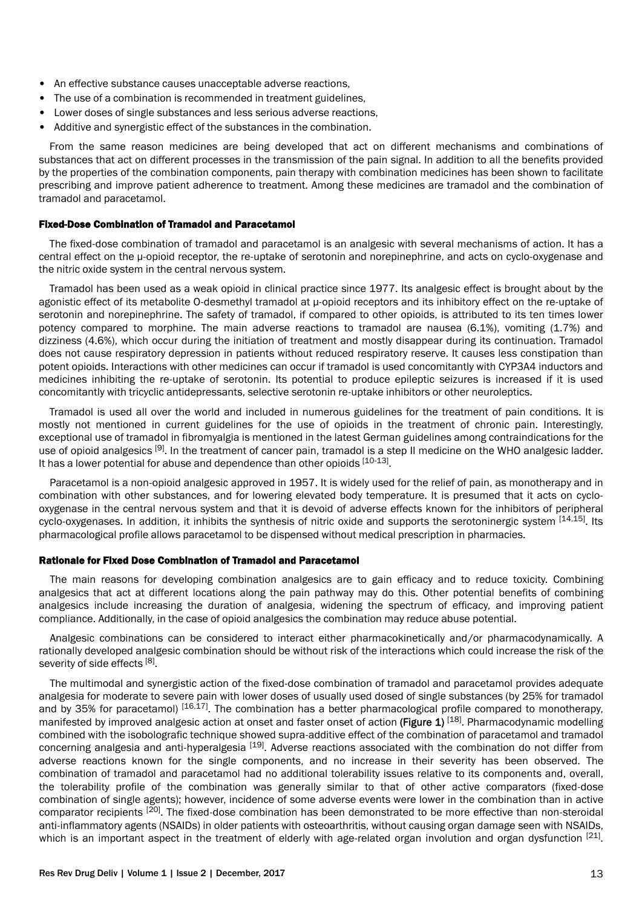- An effective substance causes unacceptable adverse reactions,
- The use of a combination is recommended in treatment guidelines,
- Lower doses of single substances and less serious adverse reactions,
- Additive and synergistic effect of the substances in the combination.

From the same reason medicines are being developed that act on different mechanisms and combinations of substances that act on different processes in the transmission of the pain signal. In addition to all the benefits provided by the properties of the combination components, pain therapy with combination medicines has been shown to facilitate prescribing and improve patient adherence to treatment. Among these medicines are tramadol and the combination of tramadol and paracetamol.

## Fixed-Dose Combination of Tramadol and Paracetamol

The fixed-dose combination of tramadol and paracetamol is an analgesic with several mechanisms of action. It has a central effect on the μ-opioid receptor, the re-uptake of serotonin and norepinephrine, and acts on cyclo-oxygenase and the nitric oxide system in the central nervous system.

Tramadol has been used as a weak opioid in clinical practice since 1977. Its analgesic effect is brought about by the agonistic effect of its metabolite O-desmethyl tramadol at μ-opioid receptors and its inhibitory effect on the re-uptake of serotonin and norepinephrine. The safety of tramadol, if compared to other opioids, is attributed to its ten times lower potency compared to morphine. The main adverse reactions to tramadol are nausea (6.1%), vomiting (1.7%) and dizziness (4.6%), which occur during the initiation of treatment and mostly disappear during its continuation. Tramadol does not cause respiratory depression in patients without reduced respiratory reserve. It causes less constipation than potent opioids. Interactions with other medicines can occur if tramadol is used concomitantly with CYP3A4 inductors and medicines inhibiting the re-uptake of serotonin. Its potential to produce epileptic seizures is increased if it is used concomitantly with tricyclic antidepressants, selective serotonin re-uptake inhibitors or other neuroleptics.

Tramadol is used all over the world and included in numerous guidelines for the treatment of pain conditions. It is mostly not mentioned in current guidelines for the use of opioids in the treatment of chronic pain. Interestingly, exceptional use of tramadol in fibromyalgia is mentioned in the latest German guidelines among contraindications for the use of opioid analgesics [9]. In the treatment of cancer pain, tramadol is a step II medicine on the WHO analgesic ladder. It has a lower potential for abuse and dependence than other opioids [10-13].

Paracetamol is a non-opioid analgesic approved in 1957. It is widely used for the relief of pain, as monotherapy and in combination with other substances, and for lowering elevated body temperature. It is presumed that it acts on cyclo-oxygenase in the central nervous system and that it is devoid of adverse effects known for the inhibitors of peripheral cyclo-oxygenases. In addition, it inhibits the synthesis of nitric oxide and supports the serotoninergic system [14,15]. Its pharmacological profile allows paracetamol to be dispensed without medical prescription in pharmacies.

## Rationale for Fixed Dose Combination of Tramadol and Paracetamol

The main reasons for developing combination analgesics are to gain efficacy and to reduce toxicity. Combining analgesics that act at different locations along the pain pathway may do this. Other potential benefits of combining analgesics include increasing the duration of analgesia, widening the spectrum of efficacy, and improving patient compliance. Additionally, in the case of opioid analgesics the combination may reduce abuse potential.

Analgesic combinations can be considered to interact either pharmacokinetically and/or pharmacodynamically. A rationally developed analgesic combination should be without risk of the interactions which could increase the risk of the severity of side effects [8].

The multimodal and synergistic action of the fixed-dose combination of tramadol and paracetamol provides adequate analgesia for moderate to severe pain with lower doses of usually used dosed of single substances (by 25% for tramadol and by 35% for paracetamol) [16,17]. The combination has a better pharmacological profile compared to monotherapy, manifested by improved analgesic action at onset and faster onset of action (**Figure 1**) [18]. Pharmacodynamic modelling combined with the isobolografic technique showed supra-additive effect of the combination of paracetamol and tramadol concerning analgesia and anti-hyperalgesia [19]. Adverse reactions associated with the combination do not differ from adverse reactions known for the single components, and no increase in their severity has been observed. The combination of tramadol and paracetamol had no additional tolerability issues relative to its components and, overall, the tolerability profile of the combination was generally similar to that of other active comparators (fixed-dose combination of single agents); however, incidence of some adverse events were lower in the combination than in active comparator recipients [20]. The fixed-dose combination has been demonstrated to be more effective than non-steroidal anti-inflammatory agents (NSAIDs) in older patients with osteoarthritis, without causing organ damage seen with NSAIDs, which is an important aspect in the treatment of elderly with age-related organ involution and organ dysfunction [21].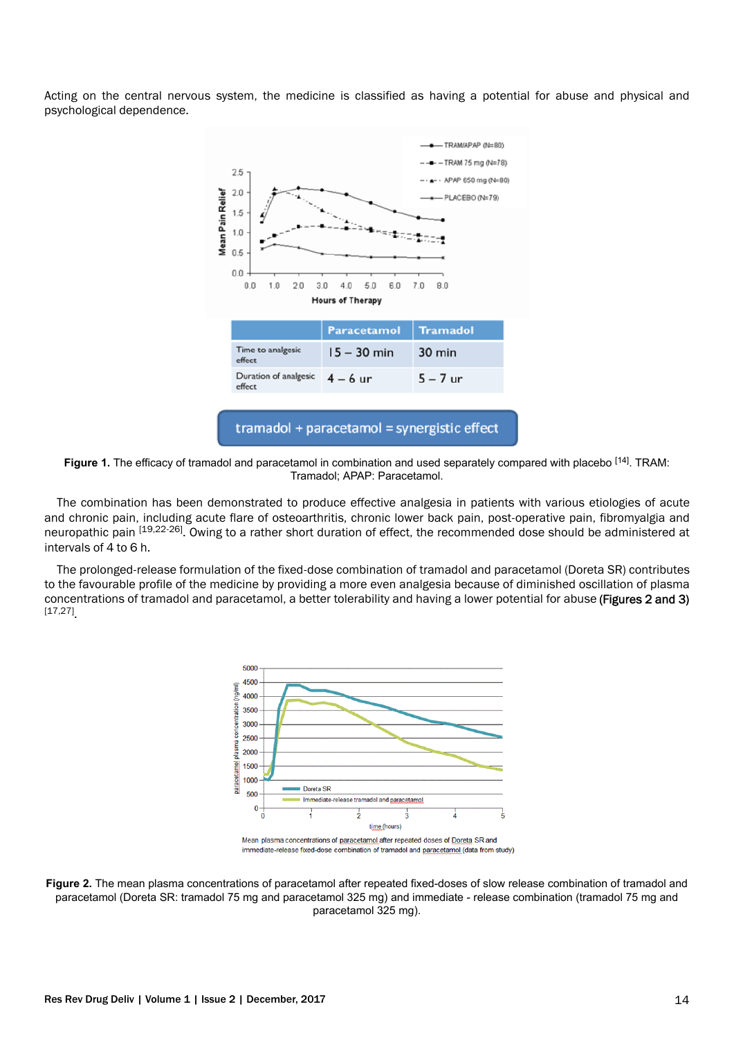Acting on the central nervous system, the medicine is classified as having a potential for abuse and physical and psychological dependence.

| | Paracetamol | Tramadol |
|---|---|---|
| Time to analgesic effect | 15 – 30 min | 30 min |
| Duration of analgesic effect | 4 – 6 ur | 5 – 7 ur |

tramadol + paracetamol = synergistic effect

**Figure 1.** The efficacy of tramadol and paracetamol in combination and used separately compared with placebo [14]. TRAM: Tramadol; APAP: Paracetamol.

The combination has been demonstrated to produce effective analgesia in patients with various etiologies of acute and chronic pain, including acute flare of osteoarthritis, chronic lower back pain, post-operative pain, fibromyalgia and neuropathic pain [19,22-26]. Owing to a rather short duration of effect, the recommended dose should be administered at intervals of 4 to 6 h.

The prolonged-release formulation of the fixed-dose combination of tramadol and paracetamol (Doreta SR) contributes to the favourable profile of the medicine by providing a more even analgesia because of diminished oscillation of plasma concentrations of tramadol and paracetamol, a better tolerability and having a lower potential for abuse (Figures 2 and 3) [17,27].

Mean plasma concentrations of paracetamol after repeated doses of Doreta SR and immediate-release fixed-dose combination of tramadol and paracetamol (data from study)

**Figure 2.** The mean plasma concentrations of paracetamol after repeated fixed-doses of slow release combination of tramadol and paracetamol (Doreta SR: tramadol 75 mg and paracetamol 325 mg) and immediate - release combination (tramadol 75 mg and paracetamol 325 mg).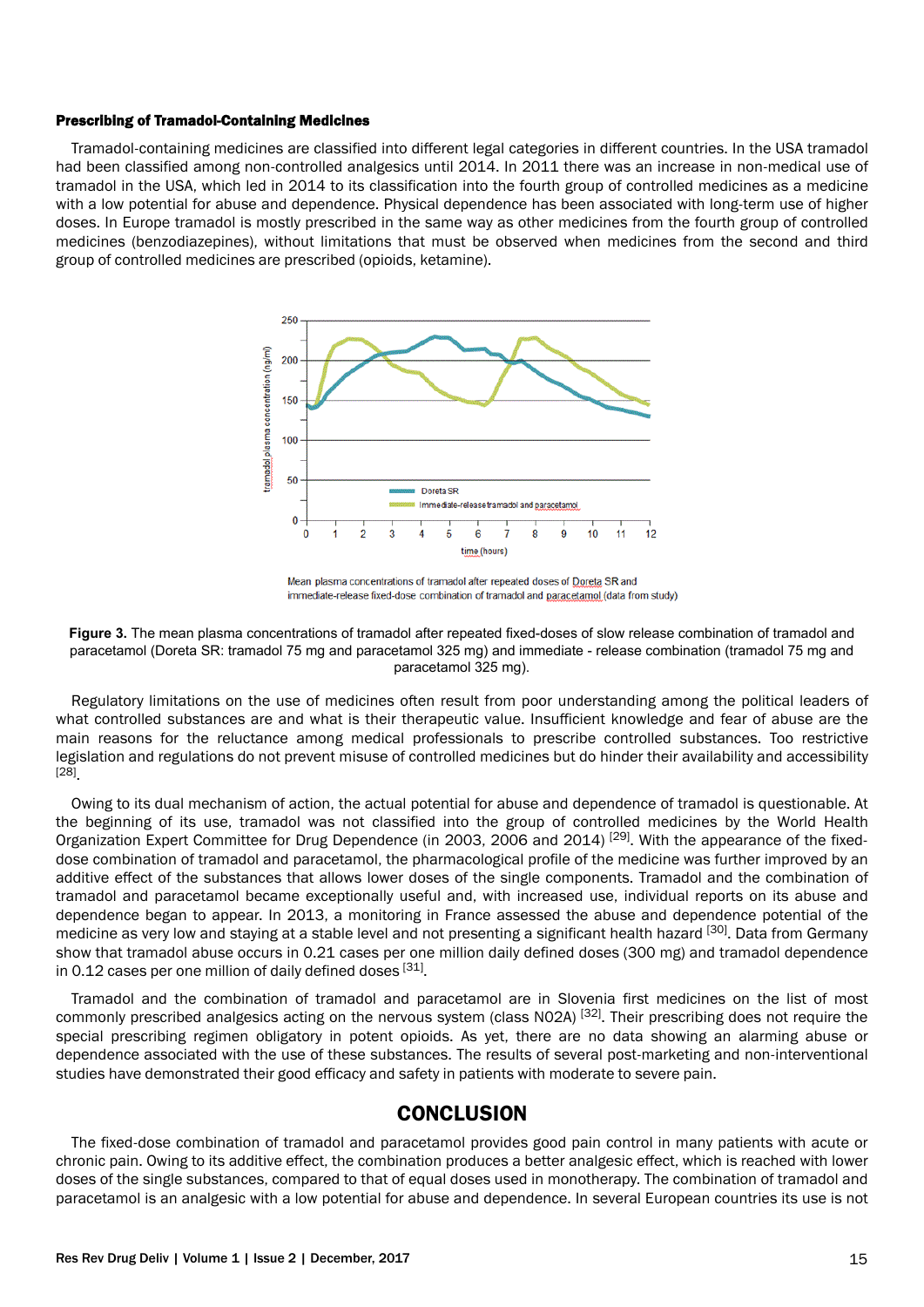### Prescribing of Tramadol-Containing Medicines

Tramadol-containing medicines are classified into different legal categories in different countries. In the USA tramadol had been classified among non-controlled analgesics until 2014. In 2011 there was an increase in non-medical use of tramadol in the USA, which led in 2014 to its classification into the fourth group of controlled medicines as a medicine with a low potential for abuse and dependence. Physical dependence has been associated with long-term use of higher doses. In Europe tramadol is mostly prescribed in the same way as other medicines from the fourth group of controlled medicines (benzodiazepines), without limitations that must be observed when medicines from the second and third group of controlled medicines are prescribed (opioids, ketamine).

Mean plasma concentrations of tramadol after repeated doses of Doreta SR and immediate-release fixed-dose combination of tramadol and paracetamol (data from study)

**Figure 3.** The mean plasma concentrations of tramadol after repeated fixed-doses of slow release combination of tramadol and paracetamol (Doreta SR: tramadol 75 mg and paracetamol 325 mg) and immediate - release combination (tramadol 75 mg and paracetamol 325 mg).

Regulatory limitations on the use of medicines often result from poor understanding among the political leaders of what controlled substances are and what is their therapeutic value. Insufficient knowledge and fear of abuse are the main reasons for the reluctance among medical professionals to prescribe controlled substances. Too restrictive legislation and regulations do not prevent misuse of controlled medicines but do hinder their availability and accessibility [28].

Owing to its dual mechanism of action, the actual potential for abuse and dependence of tramadol is questionable. At the beginning of its use, tramadol was not classified into the group of controlled medicines by the World Health Organization Expert Committee for Drug Dependence (in 2003, 2006 and 2014) [29]. With the appearance of the fixed-dose combination of tramadol and paracetamol, the pharmacological profile of the medicine was further improved by an additive effect of the substances that allows lower doses of the single components. Tramadol and the combination of tramadol and paracetamol became exceptionally useful and, with increased use, individual reports on its abuse and dependence began to appear. In 2013, a monitoring in France assessed the abuse and dependence potential of the medicine as very low and staying at a stable level and not presenting a significant health hazard [30]. Data from Germany show that tramadol abuse occurs in 0.21 cases per one million daily defined doses (300 mg) and tramadol dependence in 0.12 cases per one million of daily defined doses [31].

Tramadol and the combination of tramadol and paracetamol are in Slovenia first medicines on the list of most commonly prescribed analgesics acting on the nervous system (class N02A) [32]. Their prescribing does not require the special prescribing regimen obligatory in potent opioids. As yet, there are no data showing an alarming abuse or dependence associated with the use of these substances. The results of several post-marketing and non-interventional studies have demonstrated their good efficacy and safety in patients with moderate to severe pain.

## CONCLUSION

The fixed-dose combination of tramadol and paracetamol provides good pain control in many patients with acute or chronic pain. Owing to its additive effect, the combination produces a better analgesic effect, which is reached with lower doses of the single substances, compared to that of equal doses used in monotherapy. The combination of tramadol and paracetamol is an analgesic with a low potential for abuse and dependence. In several European countries its use is not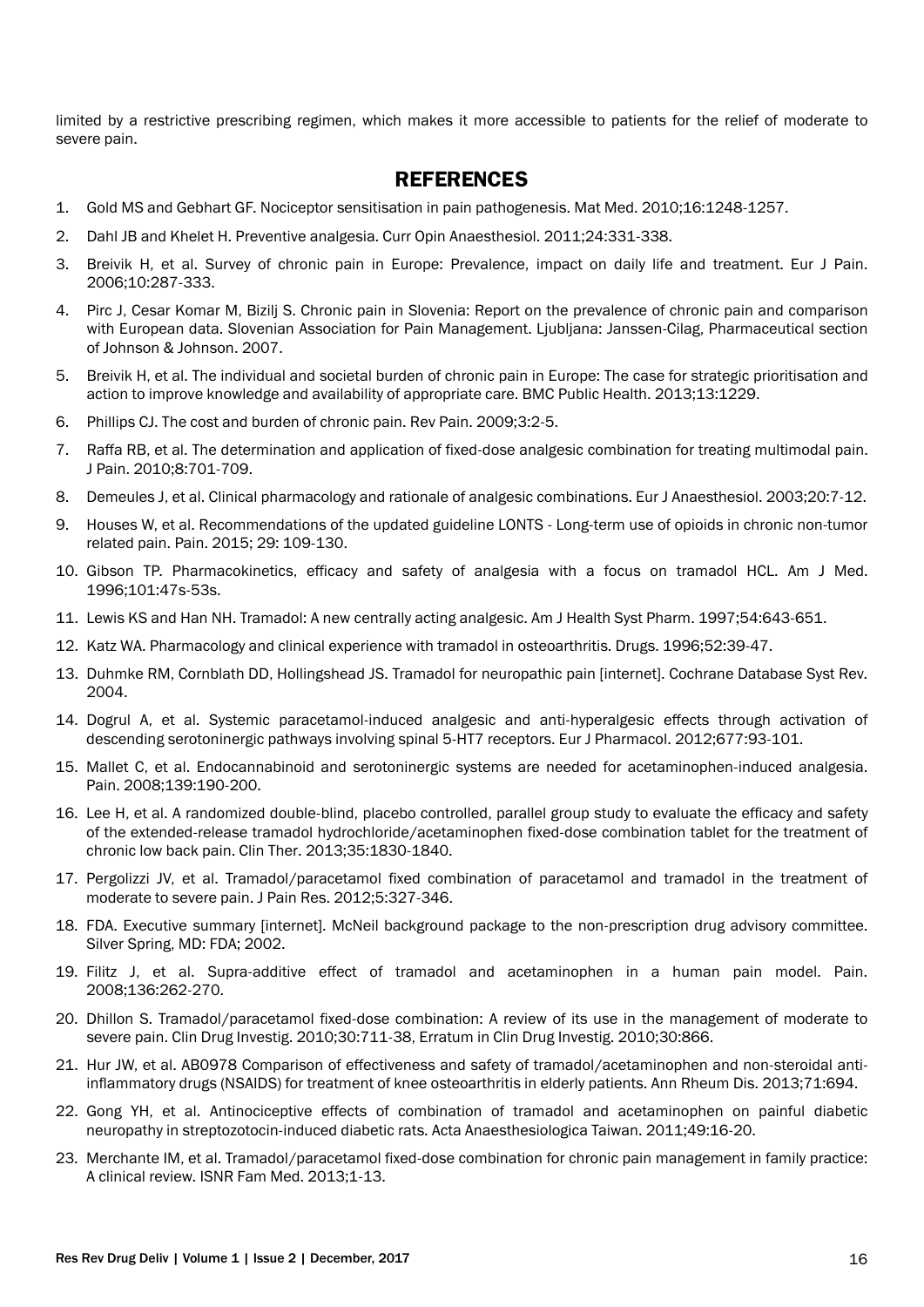limited by a restrictive prescribing regimen, which makes it more accessible to patients for the relief of moderate to severe pain.

## REFERENCES

1. Gold MS and Gebhart GF. Nociceptor sensitisation in pain pathogenesis. Mat Med. 2010;16:1248-1257.
2. Dahl JB and Khelet H. Preventive analgesia. Curr Opin Anaesthesiol. 2011;24:331-338.
3. Breivik H, et al. Survey of chronic pain in Europe: Prevalence, impact on daily life and treatment. Eur J Pain. 2006;10:287-333.
4. Pirc J, Cesar Komar M, Bizilj S. Chronic pain in Slovenia: Report on the prevalence of chronic pain and comparison with European data. Slovenian Association for Pain Management. Ljubljana: Janssen-Cilag, Pharmaceutical section of Johnson & Johnson. 2007.
5. Breivik H, et al. The individual and societal burden of chronic pain in Europe: The case for strategic prioritisation and action to improve knowledge and availability of appropriate care. BMC Public Health. 2013;13:1229.
6. Phillips CJ. The cost and burden of chronic pain. Rev Pain. 2009;3:2-5.
7. Raffa RB, et al. The determination and application of fixed-dose analgesic combination for treating multimodal pain. J Pain. 2010;8:701-709.
8. Demeules J, et al. Clinical pharmacology and rationale of analgesic combinations. Eur J Anaesthesiol. 2003;20:7-12.
9. Houses W, et al. Recommendations of the updated guideline LONTS - Long-term use of opioids in chronic non-tumor related pain. Pain. 2015; 29: 109-130.
10. Gibson TP. Pharmacokinetics, efficacy and safety of analgesia with a focus on tramadol HCL. Am J Med. 1996;101:47s-53s.
11. Lewis KS and Han NH. Tramadol: A new centrally acting analgesic. Am J Health Syst Pharm. 1997;54:643-651.
12. Katz WA. Pharmacology and clinical experience with tramadol in osteoarthritis. Drugs. 1996;52:39-47.
13. Duhmke RM, Cornblath DD, Hollingshead JS. Tramadol for neuropathic pain [internet]. Cochrane Database Syst Rev. 2004.
14. Dogrul A, et al. Systemic paracetamol-induced analgesic and anti-hyperalgesic effects through activation of descending serotoninergic pathways involving spinal 5-HT7 receptors. Eur J Pharmacol. 2012;677:93-101.
15. Mallet C, et al. Endocannabinoid and serotoninergic systems are needed for acetaminophen-induced analgesia. Pain. 2008;139:190-200.
16. Lee H, et al. A randomized double-blind, placebo controlled, parallel group study to evaluate the efficacy and safety of the extended-release tramadol hydrochloride/acetaminophen fixed-dose combination tablet for the treatment of chronic low back pain. Clin Ther. 2013;35:1830-1840.
17. Pergolizzi JV, et al. Tramadol/paracetamol fixed combination of paracetamol and tramadol in the treatment of moderate to severe pain. J Pain Res. 2012;5:327-346.
18. FDA. Executive summary [internet]. McNeil background package to the non-prescription drug advisory committee. Silver Spring, MD: FDA; 2002.
19. Filitz J, et al. Supra-additive effect of tramadol and acetaminophen in a human pain model. Pain. 2008;136:262-270.
20. Dhillon S. Tramadol/paracetamol fixed-dose combination: A review of its use in the management of moderate to severe pain. Clin Drug Investig. 2010;30:711-38, Erratum in Clin Drug Investig. 2010;30:866.
21. Hur JW, et al. AB0978 Comparison of effectiveness and safety of tramadol/acetaminophen and non-steroidal anti-inflammatory drugs (NSAIDS) for treatment of knee osteoarthritis in elderly patients. Ann Rheum Dis. 2013;71:694.
22. Gong YH, et al. Antinociceptive effects of combination of tramadol and acetaminophen on painful diabetic neuropathy in streptozotocin-induced diabetic rats. Acta Anaesthesiologica Taiwan. 2011;49:16-20.
23. Merchante IM, et al. Tramadol/paracetamol fixed-dose combination for chronic pain management in family practice: A clinical review. ISNR Fam Med. 2013;1-13.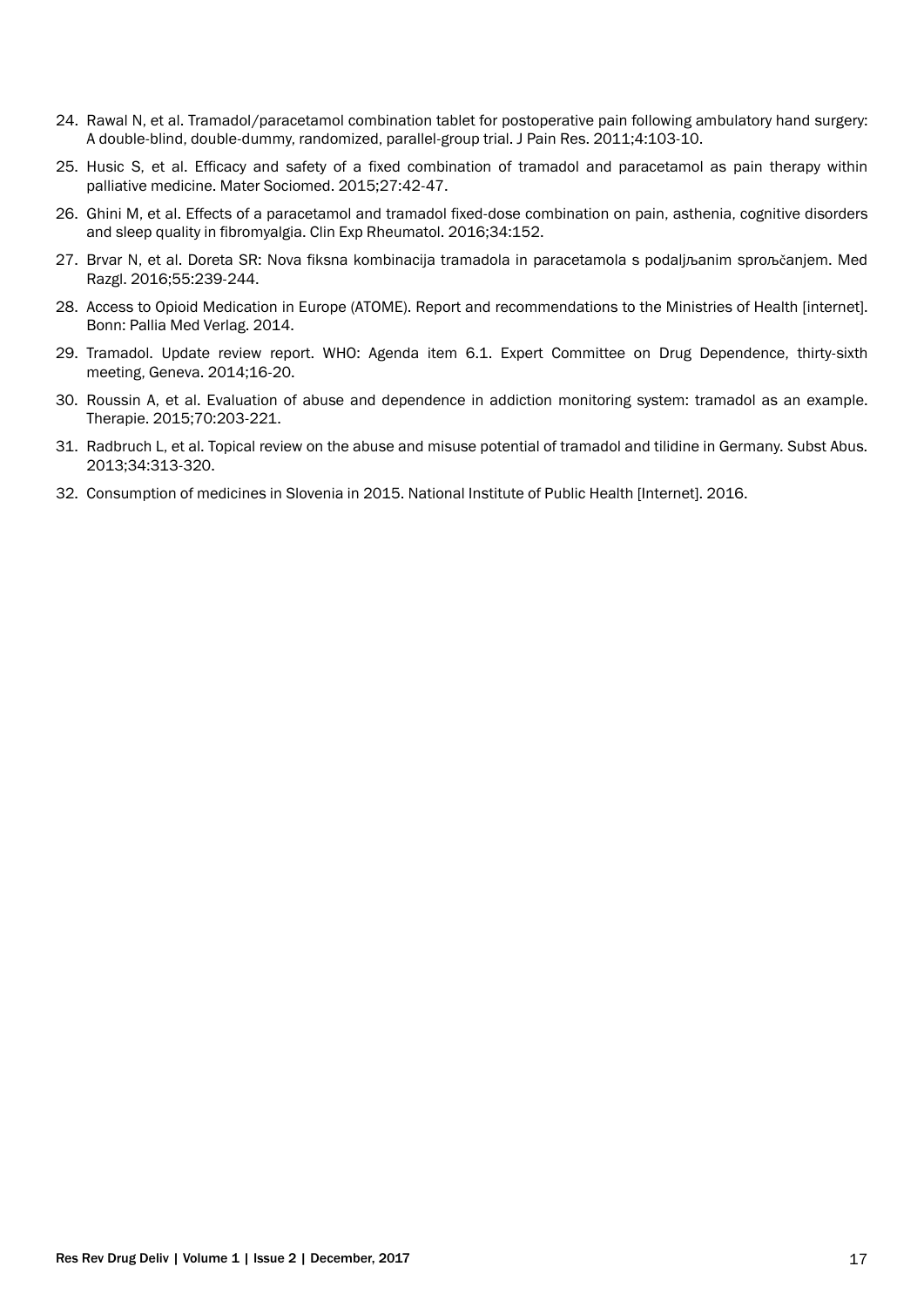24. Rawal N, et al. Tramadol/paracetamol combination tablet for postoperative pain following ambulatory hand surgery: A double-blind, double-dummy, randomized, parallel-group trial. J Pain Res. 2011;4:103-10.
25. Husic S, et al. Efficacy and safety of a fixed combination of tramadol and paracetamol as pain therapy within palliative medicine. Mater Sociomed. 2015;27:42-47.
26. Ghini M, et al. Effects of a paracetamol and tramadol fixed-dose combination on pain, asthenia, cognitive disorders and sleep quality in fibromyalgia. Clin Exp Rheumatol. 2016;34:152.
27. Brvar N, et al. Doreta SR: Nova fiksna kombinacija tramadola in paracetamola s podaljљanim sproљčanjem. Med Razgl. 2016;55:239-244.
28. Access to Opioid Medication in Europe (ATOME). Report and recommendations to the Ministries of Health [internet]. Bonn: Pallia Med Verlag. 2014.
29. Tramadol. Update review report. WHO: Agenda item 6.1. Expert Committee on Drug Dependence, thirty-sixth meeting, Geneva. 2014;16-20.
30. Roussin A, et al. Evaluation of abuse and dependence in addiction monitoring system: tramadol as an example. Therapie. 2015;70:203-221.
31. Radbruch L, et al. Topical review on the abuse and misuse potential of tramadol and tilidine in Germany. Subst Abus. 2013;34:313-320.
32. Consumption of medicines in Slovenia in 2015. National Institute of Public Health [Internet]. 2016.